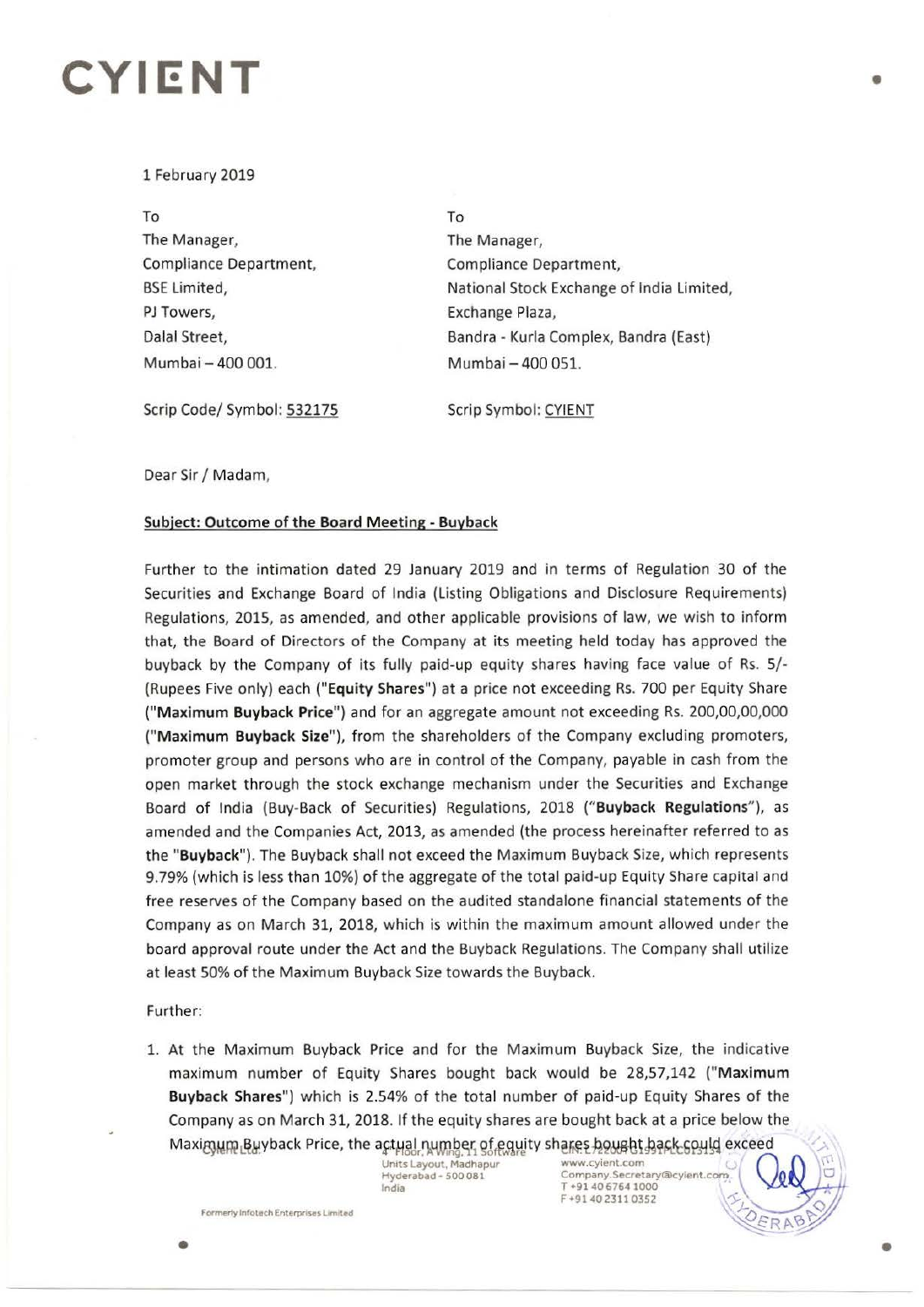# CYIENT

1 February 2019

| To | To |
|---|---|
| The Manager, | The Manager, |
| Compliance Department, | Compliance Department, |
| BSE Limited, | National Stock Exchange of India Limited, |
| PJ Towers, | Exchange Plaza, |
| Dalal Street, | Bandra - Kurla Complex, Bandra (East) |
| Mumbai – 400 001. | Mumbai – 400 051. |
| Scrip Code/ Symbol: 532175 | Scrip Symbol: CYIENT |

Dear Sir / Madam,

**Subject: Outcome of the Board Meeting - Buyback**

Further to the intimation dated 29 January 2019 and in terms of Regulation 30 of the Securities and Exchange Board of India (Listing Obligations and Disclosure Requirements) Regulations, 2015, as amended, and other applicable provisions of law, we wish to inform that, the Board of Directors of the Company at its meeting held today has approved the buyback by the Company of its fully paid-up equity shares having face value of Rs. 5/- (Rupees Five only) each ("**Equity Shares**") at a price not exceeding Rs. 700 per Equity Share ("**Maximum Buyback Price**") and for an aggregate amount not exceeding Rs. 200,00,00,000 ("**Maximum Buyback Size**"), from the shareholders of the Company excluding promoters, promoter group and persons who are in control of the Company, payable in cash from the open market through the stock exchange mechanism under the Securities and Exchange Board of India (Buy-Back of Securities) Regulations, 2018 ("**Buyback Regulations**"), as amended and the Companies Act, 2013, as amended (the process hereinafter referred to as the "**Buyback**"). The Buyback shall not exceed the Maximum Buyback Size, which represents 9.79% (which is less than 10%) of the aggregate of the total paid-up Equity Share capital and free reserves of the Company based on the audited standalone financial statements of the Company as on March 31, 2018, which is within the maximum amount allowed under the board approval route under the Act and the Buyback Regulations. The Company shall utilize at least 50% of the Maximum Buyback Size towards the Buyback.

Further:

1. At the Maximum Buyback Price and for the Maximum Buyback Size, the indicative maximum number of Equity Shares bought back would be 28,57,142 ("**Maximum Buyback Shares**") which is 2.54% of the total number of paid-up Equity Shares of the Company as on March 31, 2018. If the equity shares are bought back at a price below the Maximum Buyback Price, the actual number of equity shares bought back could exceed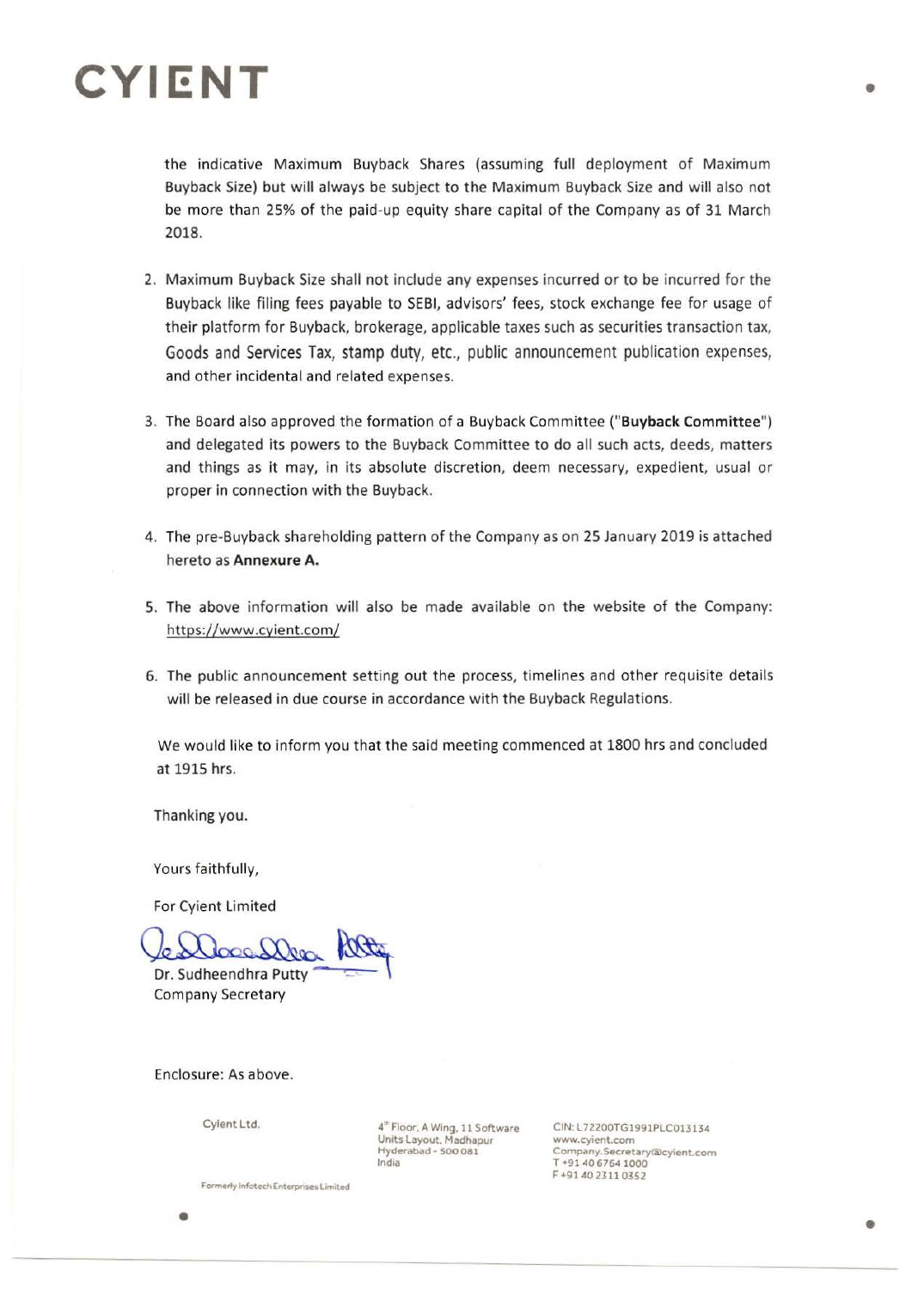the indicative Maximum Buyback Shares (assuming full deployment of Maximum Buyback Size) but will always be subject to the Maximum Buyback Size and will also not be more than 25% of the paid-up equity share capital of the Company as of 31 March 2018.

2. Maximum Buyback Size shall not include any expenses incurred or to be incurred for the Buyback like filing fees payable to SEBI, advisors' fees, stock exchange fee for usage of their platform for Buyback, brokerage, applicable taxes such as securities transaction tax, Goods and Services Tax, stamp duty, etc., public announcement publication expenses, and other incidental and related expenses.

3. The Board also approved the formation of a Buyback Committee ("**Buyback Committee**") and delegated its powers to the Buyback Committee to do all such acts, deeds, matters and things as it may, in its absolute discretion, deem necessary, expedient, usual or proper in connection with the Buyback.

4. The pre-Buyback shareholding pattern of the Company as on 25 January 2019 is attached hereto as **Annexure A.**

5. The above information will also be made available on the website of the Company: https://www.cyient.com/

6. The public announcement setting out the process, timelines and other requisite details will be released in due course in accordance with the Buyback Regulations.

We would like to inform you that the said meeting commenced at 1800 hrs and concluded at 1915 hrs.

Thanking you.

Yours faithfully,

For Cyient Limited

Dr. Sudheendhra Putty
Company Secretary

Enclosure: As above.

Cyient Ltd.
Formerly Infotech Enterprises Limited

4th Floor, A Wing, 11 Software Units Layout, Madhapur
Hyderabad - 500 081
India

CIN: L72200TG1991PLC013134
www.cyient.com
Company.Secretary@cyient.com
T +91 40 6764 1000
F +91 40 2311 0352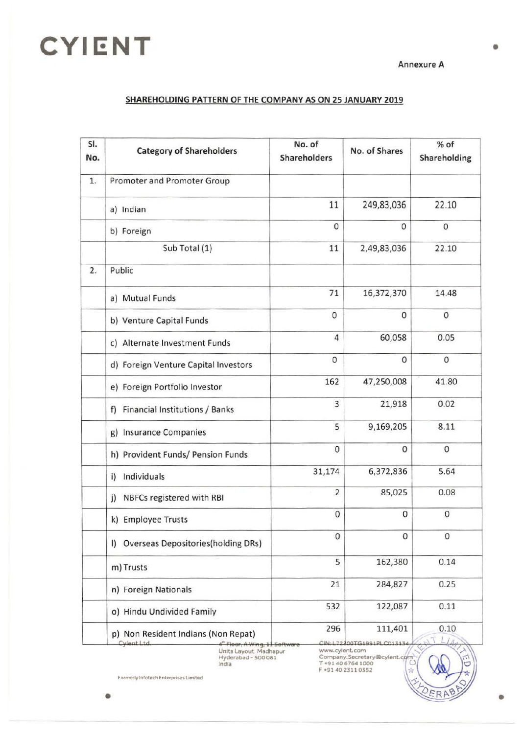CYIENT

Annexure A

**SHAREHOLDING PATTERN OF THE COMPANY AS ON 25 JANUARY 2019**

| Sl. No. | Category of Shareholders | No. of Shareholders | No. of Shares | % of Shareholding |
|---|---|---|---|---|
| 1. | Promoter and Promoter Group | | | |
| | a) Indian | 11 | 249,83,036 | 22.10 |
| | b) Foreign | 0 | 0 | 0 |
| | Sub Total (1) | 11 | 2,49,83,036 | 22.10 |
| 2. | Public | | | |
| | a) Mutual Funds | 71 | 16,372,370 | 14.48 |
| | b) Venture Capital Funds | 0 | 0 | 0 |
| | c) Alternate Investment Funds | 4 | 60,058 | 0.05 |
| | d) Foreign Venture Capital Investors | 0 | 0 | 0 |
| | e) Foreign Portfolio Investor | 162 | 47,250,008 | 41.80 |
| | f) Financial Institutions / Banks | 3 | 21,918 | 0.02 |
| | g) Insurance Companies | 5 | 9,169,205 | 8.11 |
| | h) Provident Funds/ Pension Funds | 0 | 0 | 0 |
| | i) Individuals | 31,174 | 6,372,836 | 5.64 |
| | j) NBFCs registered with RBI | 2 | 85,025 | 0.08 |
| | k) Employee Trusts | 0 | 0 | 0 |
| | l) Overseas Depositories(holding DRs) | 0 | 0 | 0 |
| | m) Trusts | 5 | 162,380 | 0.14 |
| | n) Foreign Nationals | 21 | 284,827 | 0.25 |
| | o) Hindu Undivided Family | 532 | 122,087 | 0.11 |
| | p) Non Resident Indians (Non Repat) | 296 | 111,401 | 0.10 |

Cyient Ltd.
4th Floor, A Wing, 11 Software Units Layout, Madhapur
Hyderabad - 500 081
India

CIN: L72200TG1991PLC013134
www.cyient.com
Company.Secretary@cyient.com
T +91 40 6764 1000
F +91 40 2311 0352

Formerly Infotech Enterprises Limited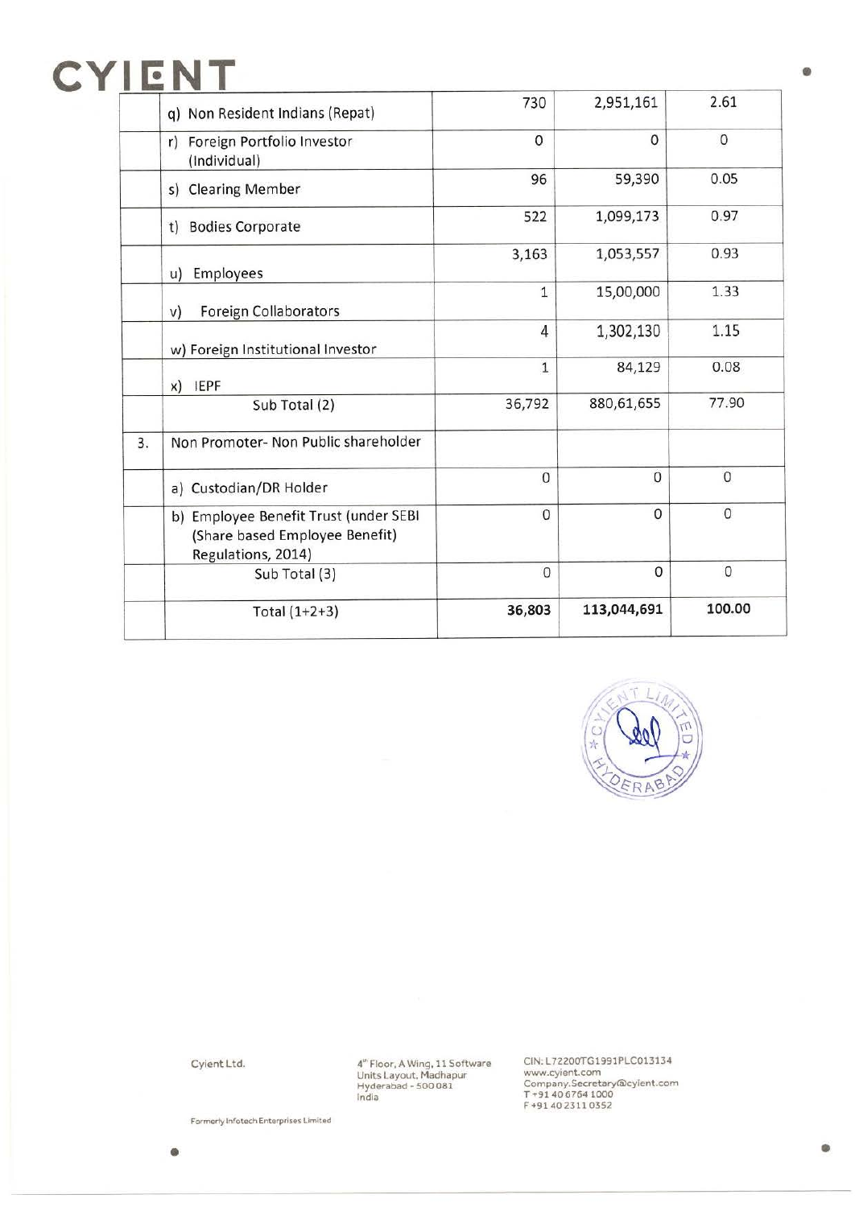| | | | | |
|---|---|---|---|---|
| | q) Non Resident Indians (Repat) | 730 | 2,951,161 | 2.61 |
| | r) Foreign Portfolio Investor (Individual) | 0 | 0 | 0 |
| | s) Clearing Member | 96 | 59,390 | 0.05 |
| | t) Bodies Corporate | 522 | 1,099,173 | 0.97 |
| | u) Employees | 3,163 | 1,053,557 | 0.93 |
| | v) Foreign Collaborators | 1 | 15,00,000 | 1.33 |
| | w) Foreign Institutional Investor | 4 | 1,302,130 | 1.15 |
| | x) IEPF | 1 | 84,129 | 0.08 |
| | Sub Total (2) | 36,792 | 880,61,655 | 77.90 |
| 3. | Non Promoter- Non Public shareholder | | | |
| | a) Custodian/DR Holder | 0 | 0 | 0 |
| | b) Employee Benefit Trust (under SEBI (Share based Employee Benefit) Regulations, 2014) | 0 | 0 | 0 |
| | Sub Total (3) | 0 | 0 | 0 |
| | Total (1+2+3) | **36,803** | **113,044,691** | **100.00** |

Cyient Ltd.

4th Floor, A Wing, 11 Software Units Layout, Madhapur
Hyderabad - 500 081
India

CIN: L72200TG1991PLC013134
www.cyient.com
Company.Secretary@cyient.com
T +91 40 6764 1000
F +91 40 2311 0352

Formerly Infotech Enterprises Limited